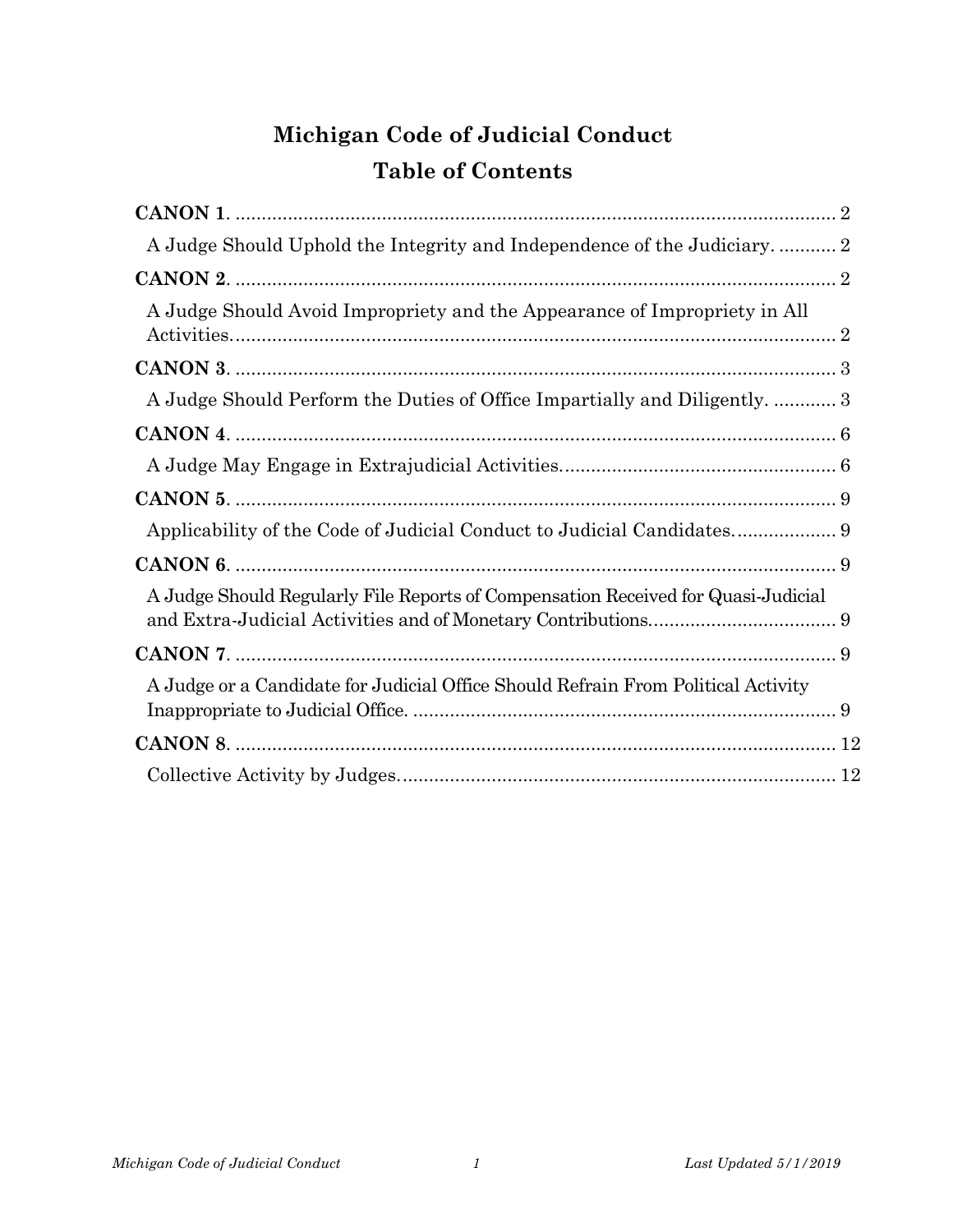# Michigan Code of Judicial Conduct

## Table of Contents

**CANON 1**. .................................................................................................... 2

A Judge Should Uphold the Integrity and Independence of the Judiciary. ........... 2

**CANON 2**. .................................................................................................... 2

A Judge Should Avoid Impropriety and the Appearance of Impropriety in All Activities..................................................................................................... 2

**CANON 3**. .................................................................................................... 3

A Judge Should Perform the Duties of Office Impartially and Diligently. ............ 3

**CANON 4**. .................................................................................................... 6

A Judge May Engage in Extrajudicial Activities..................................................... 6

**CANON 5**. .................................................................................................... 9

Applicability of the Code of Judicial Conduct to Judicial Candidates................... 9

**CANON 6**. .................................................................................................... 9

A Judge Should Regularly File Reports of Compensation Received for Quasi-Judicial and Extra-Judicial Activities and of Monetary Contributions.................................... 9

**CANON 7**. .................................................................................................... 9

A Judge or a Candidate for Judicial Office Should Refrain From Political Activity Inappropriate to Judicial Office. .................................................................................. 9

**CANON 8**. .................................................................................................... 12

Collective Activity by Judges.................................................................................... 12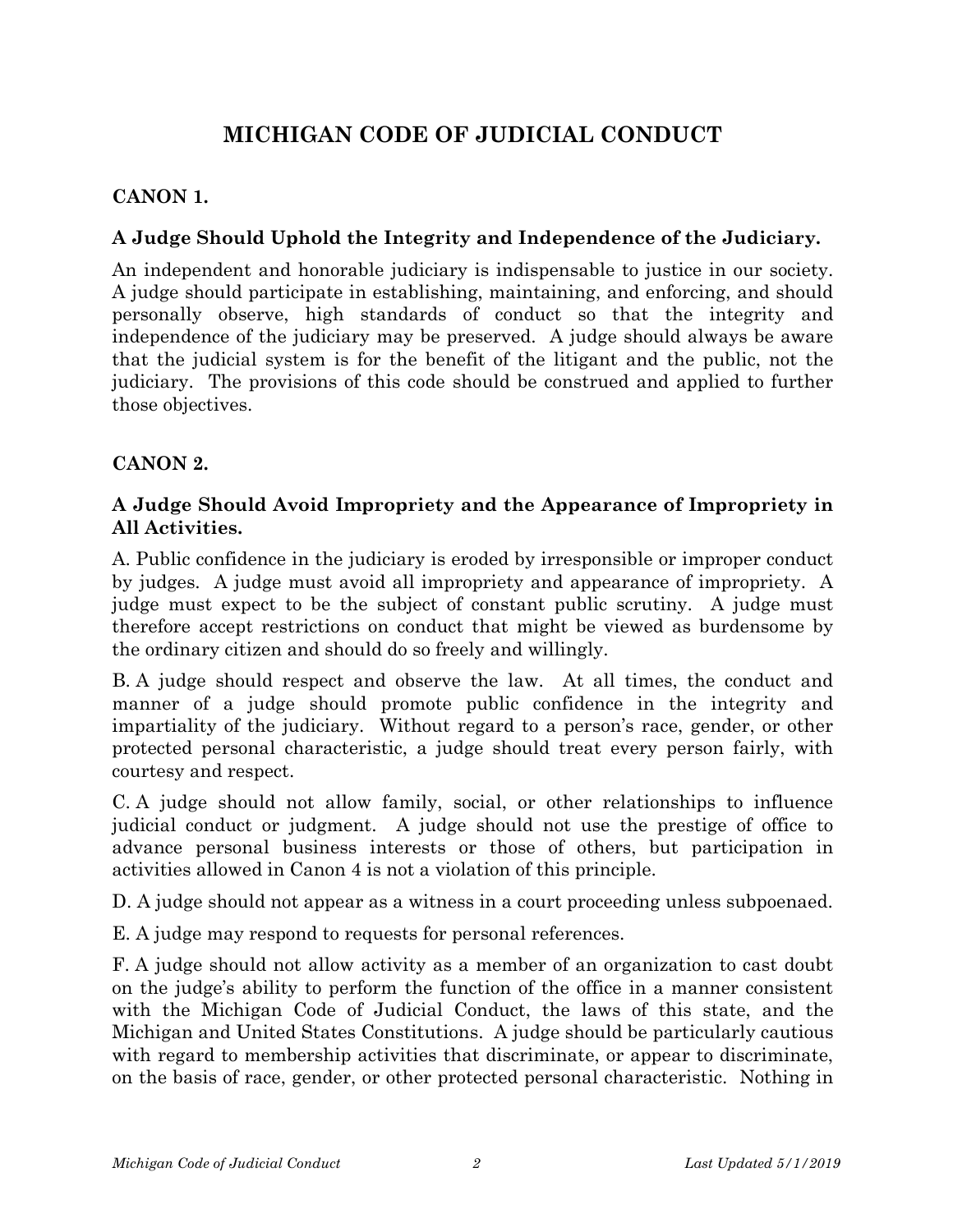# MICHIGAN CODE OF JUDICIAL CONDUCT

## CANON 1.

### A Judge Should Uphold the Integrity and Independence of the Judiciary.

An independent and honorable judiciary is indispensable to justice in our society. A judge should participate in establishing, maintaining, and enforcing, and should personally observe, high standards of conduct so that the integrity and independence of the judiciary may be preserved. A judge should always be aware that the judicial system is for the benefit of the litigant and the public, not the judiciary. The provisions of this code should be construed and applied to further those objectives.

## CANON 2.

### A Judge Should Avoid Impropriety and the Appearance of Impropriety in All Activities.

A. Public confidence in the judiciary is eroded by irresponsible or improper conduct by judges. A judge must avoid all impropriety and appearance of impropriety. A judge must expect to be the subject of constant public scrutiny. A judge must therefore accept restrictions on conduct that might be viewed as burdensome by the ordinary citizen and should do so freely and willingly.

B. A judge should respect and observe the law. At all times, the conduct and manner of a judge should promote public confidence in the integrity and impartiality of the judiciary. Without regard to a person's race, gender, or other protected personal characteristic, a judge should treat every person fairly, with courtesy and respect.

C. A judge should not allow family, social, or other relationships to influence judicial conduct or judgment. A judge should not use the prestige of office to advance personal business interests or those of others, but participation in activities allowed in Canon 4 is not a violation of this principle.

D. A judge should not appear as a witness in a court proceeding unless subpoenaed.

E. A judge may respond to requests for personal references.

F. A judge should not allow activity as a member of an organization to cast doubt on the judge's ability to perform the function of the office in a manner consistent with the Michigan Code of Judicial Conduct, the laws of this state, and the Michigan and United States Constitutions. A judge should be particularly cautious with regard to membership activities that discriminate, or appear to discriminate, on the basis of race, gender, or other protected personal characteristic. Nothing in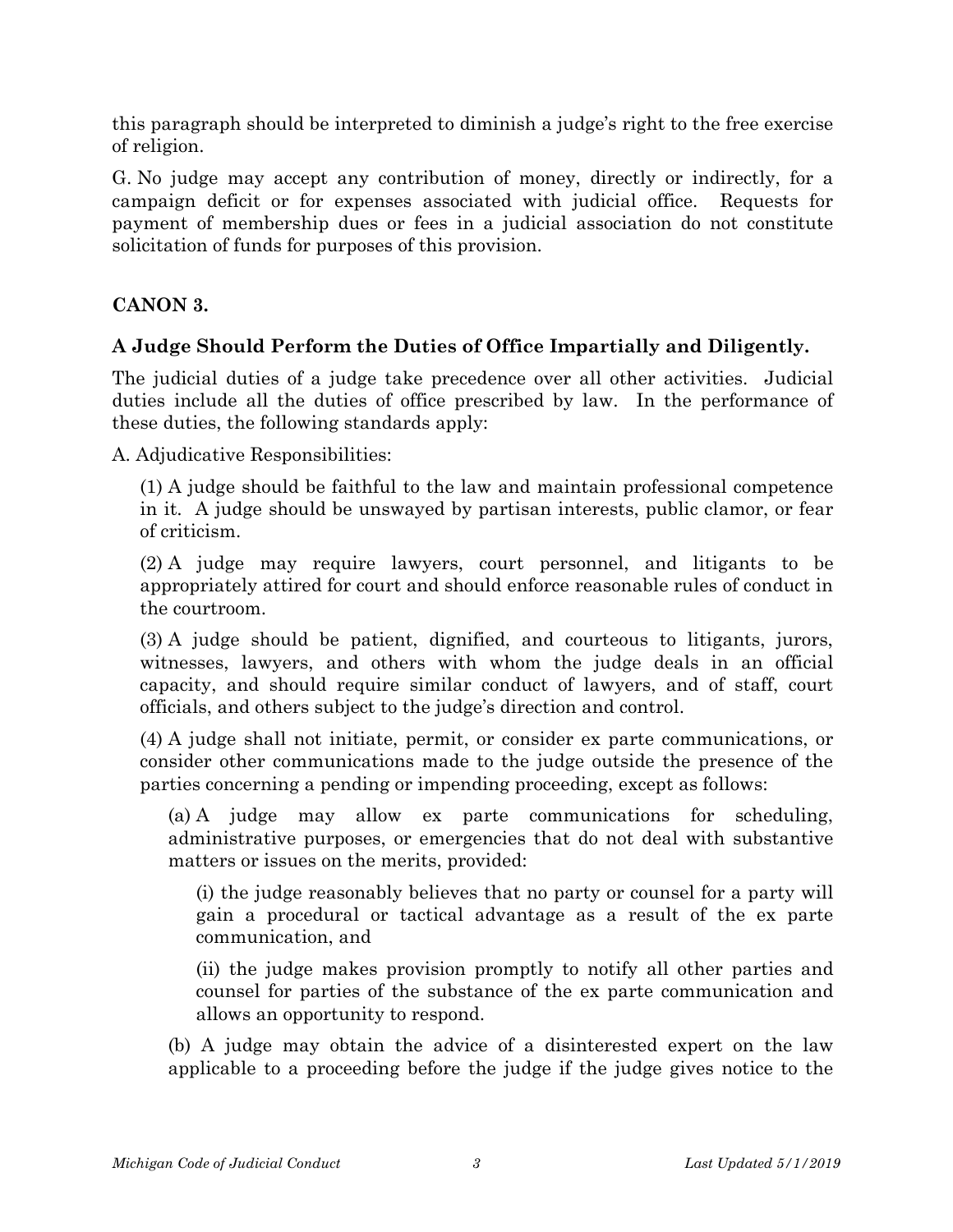this paragraph should be interpreted to diminish a judge's right to the free exercise of religion.

G. No judge may accept any contribution of money, directly or indirectly, for a campaign deficit or for expenses associated with judicial office. Requests for payment of membership dues or fees in a judicial association do not constitute solicitation of funds for purposes of this provision.

## CANON 3.

### A Judge Should Perform the Duties of Office Impartially and Diligently.

The judicial duties of a judge take precedence over all other activities. Judicial duties include all the duties of office prescribed by law. In the performance of these duties, the following standards apply:

A. Adjudicative Responsibilities:

(1) A judge should be faithful to the law and maintain professional competence in it. A judge should be unswayed by partisan interests, public clamor, or fear of criticism.

(2) A judge may require lawyers, court personnel, and litigants to be appropriately attired for court and should enforce reasonable rules of conduct in the courtroom.

(3) A judge should be patient, dignified, and courteous to litigants, jurors, witnesses, lawyers, and others with whom the judge deals in an official capacity, and should require similar conduct of lawyers, and of staff, court officials, and others subject to the judge's direction and control.

(4) A judge shall not initiate, permit, or consider ex parte communications, or consider other communications made to the judge outside the presence of the parties concerning a pending or impending proceeding, except as follows:

(a) A judge may allow ex parte communications for scheduling, administrative purposes, or emergencies that do not deal with substantive matters or issues on the merits, provided:

(i) the judge reasonably believes that no party or counsel for a party will gain a procedural or tactical advantage as a result of the ex parte communication, and

(ii) the judge makes provision promptly to notify all other parties and counsel for parties of the substance of the ex parte communication and allows an opportunity to respond.

(b) A judge may obtain the advice of a disinterested expert on the law applicable to a proceeding before the judge if the judge gives notice to the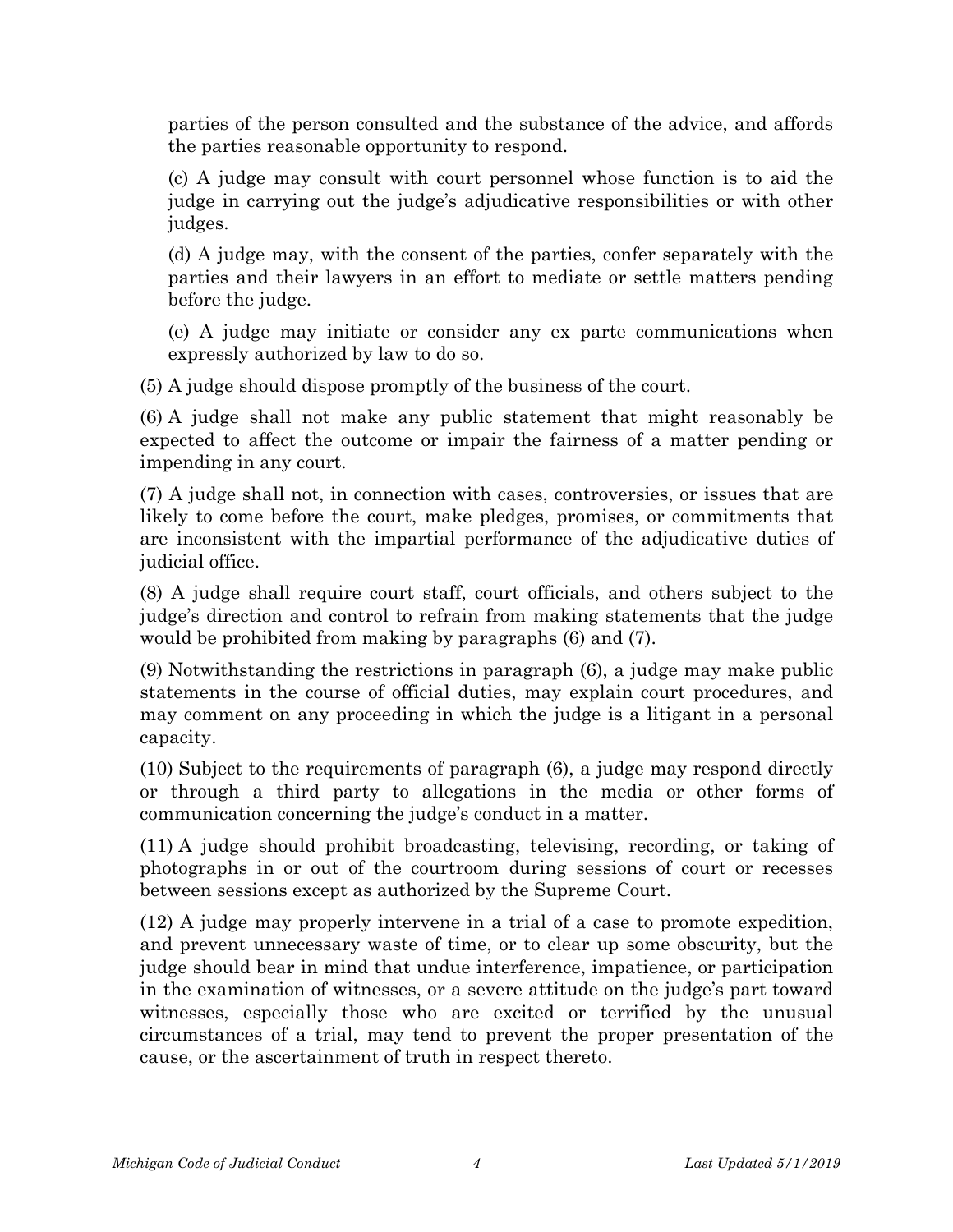parties of the person consulted and the substance of the advice, and affords the parties reasonable opportunity to respond.

(c) A judge may consult with court personnel whose function is to aid the judge in carrying out the judge's adjudicative responsibilities or with other judges.

(d) A judge may, with the consent of the parties, confer separately with the parties and their lawyers in an effort to mediate or settle matters pending before the judge.

(e) A judge may initiate or consider any ex parte communications when expressly authorized by law to do so.

(5) A judge should dispose promptly of the business of the court.

(6) A judge shall not make any public statement that might reasonably be expected to affect the outcome or impair the fairness of a matter pending or impending in any court.

(7) A judge shall not, in connection with cases, controversies, or issues that are likely to come before the court, make pledges, promises, or commitments that are inconsistent with the impartial performance of the adjudicative duties of judicial office.

(8) A judge shall require court staff, court officials, and others subject to the judge's direction and control to refrain from making statements that the judge would be prohibited from making by paragraphs (6) and (7).

(9) Notwithstanding the restrictions in paragraph (6), a judge may make public statements in the course of official duties, may explain court procedures, and may comment on any proceeding in which the judge is a litigant in a personal capacity.

(10) Subject to the requirements of paragraph (6), a judge may respond directly or through a third party to allegations in the media or other forms of communication concerning the judge's conduct in a matter.

(11) A judge should prohibit broadcasting, televising, recording, or taking of photographs in or out of the courtroom during sessions of court or recesses between sessions except as authorized by the Supreme Court.

(12) A judge may properly intervene in a trial of a case to promote expedition, and prevent unnecessary waste of time, or to clear up some obscurity, but the judge should bear in mind that undue interference, impatience, or participation in the examination of witnesses, or a severe attitude on the judge's part toward witnesses, especially those who are excited or terrified by the unusual circumstances of a trial, may tend to prevent the proper presentation of the cause, or the ascertainment of truth in respect thereto.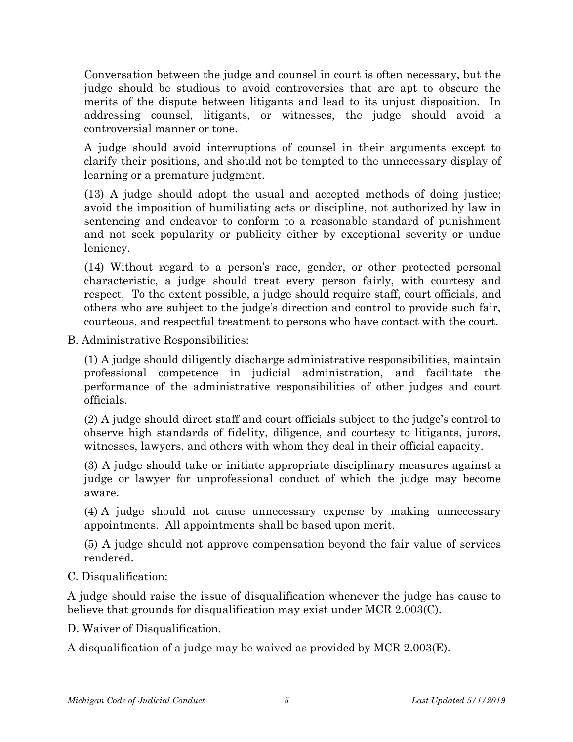Conversation between the judge and counsel in court is often necessary, but the judge should be studious to avoid controversies that are apt to obscure the merits of the dispute between litigants and lead to its unjust disposition. In addressing counsel, litigants, or witnesses, the judge should avoid a controversial manner or tone.

A judge should avoid interruptions of counsel in their arguments except to clarify their positions, and should not be tempted to the unnecessary display of learning or a premature judgment.

(13) A judge should adopt the usual and accepted methods of doing justice; avoid the imposition of humiliating acts or discipline, not authorized by law in sentencing and endeavor to conform to a reasonable standard of punishment and not seek popularity or publicity either by exceptional severity or undue leniency.

(14) Without regard to a person's race, gender, or other protected personal characteristic, a judge should treat every person fairly, with courtesy and respect. To the extent possible, a judge should require staff, court officials, and others who are subject to the judge's direction and control to provide such fair, courteous, and respectful treatment to persons who have contact with the court.

B. Administrative Responsibilities:

(1) A judge should diligently discharge administrative responsibilities, maintain professional competence in judicial administration, and facilitate the performance of the administrative responsibilities of other judges and court officials.

(2) A judge should direct staff and court officials subject to the judge's control to observe high standards of fidelity, diligence, and courtesy to litigants, jurors, witnesses, lawyers, and others with whom they deal in their official capacity.

(3) A judge should take or initiate appropriate disciplinary measures against a judge or lawyer for unprofessional conduct of which the judge may become aware.

(4) A judge should not cause unnecessary expense by making unnecessary appointments. All appointments shall be based upon merit.

(5) A judge should not approve compensation beyond the fair value of services rendered.

C. Disqualification:

A judge should raise the issue of disqualification whenever the judge has cause to believe that grounds for disqualification may exist under MCR 2.003(C).

D. Waiver of Disqualification.

A disqualification of a judge may be waived as provided by MCR 2.003(E).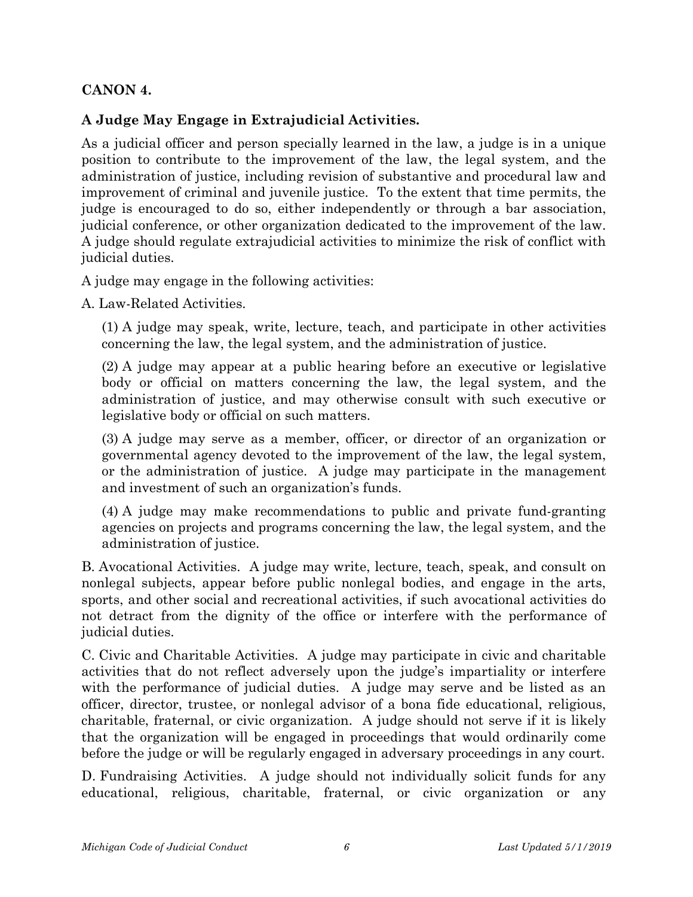**CANON 4.**

**A Judge May Engage in Extrajudicial Activities.**

As a judicial officer and person specially learned in the law, a judge is in a unique position to contribute to the improvement of the law, the legal system, and the administration of justice, including revision of substantive and procedural law and improvement of criminal and juvenile justice. To the extent that time permits, the judge is encouraged to do so, either independently or through a bar association, judicial conference, or other organization dedicated to the improvement of the law. A judge should regulate extrajudicial activities to minimize the risk of conflict with judicial duties.

A judge may engage in the following activities:

A. Law-Related Activities.

(1) A judge may speak, write, lecture, teach, and participate in other activities concerning the law, the legal system, and the administration of justice.

(2) A judge may appear at a public hearing before an executive or legislative body or official on matters concerning the law, the legal system, and the administration of justice, and may otherwise consult with such executive or legislative body or official on such matters.

(3) A judge may serve as a member, officer, or director of an organization or governmental agency devoted to the improvement of the law, the legal system, or the administration of justice. A judge may participate in the management and investment of such an organization's funds.

(4) A judge may make recommendations to public and private fund-granting agencies on projects and programs concerning the law, the legal system, and the administration of justice.

B. Avocational Activities. A judge may write, lecture, teach, speak, and consult on nonlegal subjects, appear before public nonlegal bodies, and engage in the arts, sports, and other social and recreational activities, if such avocational activities do not detract from the dignity of the office or interfere with the performance of judicial duties.

C. Civic and Charitable Activities. A judge may participate in civic and charitable activities that do not reflect adversely upon the judge's impartiality or interfere with the performance of judicial duties. A judge may serve and be listed as an officer, director, trustee, or nonlegal advisor of a bona fide educational, religious, charitable, fraternal, or civic organization. A judge should not serve if it is likely that the organization will be engaged in proceedings that would ordinarily come before the judge or will be regularly engaged in adversary proceedings in any court.

D. Fundraising Activities. A judge should not individually solicit funds for any educational, religious, charitable, fraternal, or civic organization or any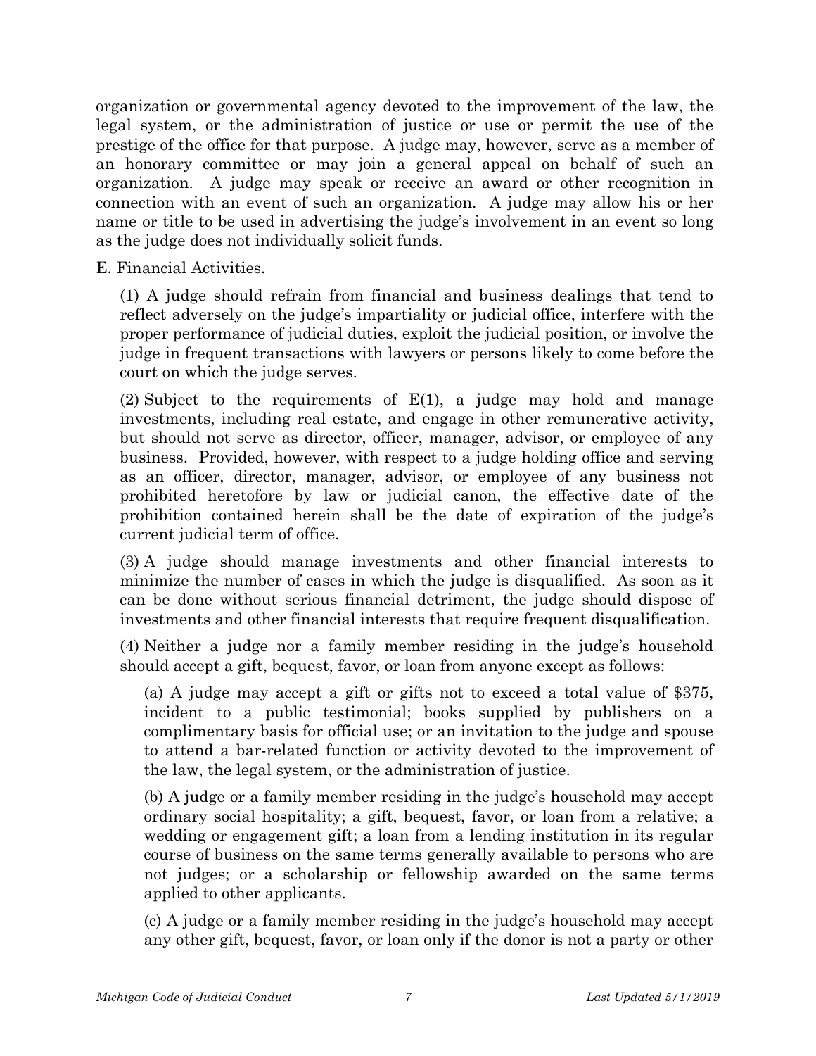organization or governmental agency devoted to the improvement of the law, the legal system, or the administration of justice or use or permit the use of the prestige of the office for that purpose. A judge may, however, serve as a member of an honorary committee or may join a general appeal on behalf of such an organization. A judge may speak or receive an award or other recognition in connection with an event of such an organization. A judge may allow his or her name or title to be used in advertising the judge's involvement in an event so long as the judge does not individually solicit funds.

E. Financial Activities.

(1) A judge should refrain from financial and business dealings that tend to reflect adversely on the judge's impartiality or judicial office, interfere with the proper performance of judicial duties, exploit the judicial position, or involve the judge in frequent transactions with lawyers or persons likely to come before the court on which the judge serves.

(2) Subject to the requirements of E(1), a judge may hold and manage investments, including real estate, and engage in other remunerative activity, but should not serve as director, officer, manager, advisor, or employee of any business. Provided, however, with respect to a judge holding office and serving as an officer, director, manager, advisor, or employee of any business not prohibited heretofore by law or judicial canon, the effective date of the prohibition contained herein shall be the date of expiration of the judge's current judicial term of office.

(3) A judge should manage investments and other financial interests to minimize the number of cases in which the judge is disqualified. As soon as it can be done without serious financial detriment, the judge should dispose of investments and other financial interests that require frequent disqualification.

(4) Neither a judge nor a family member residing in the judge's household should accept a gift, bequest, favor, or loan from anyone except as follows:

(a) A judge may accept a gift or gifts not to exceed a total value of $375, incident to a public testimonial; books supplied by publishers on a complimentary basis for official use; or an invitation to the judge and spouse to attend a bar-related function or activity devoted to the improvement of the law, the legal system, or the administration of justice.

(b) A judge or a family member residing in the judge's household may accept ordinary social hospitality; a gift, bequest, favor, or loan from a relative; a wedding or engagement gift; a loan from a lending institution in its regular course of business on the same terms generally available to persons who are not judges; or a scholarship or fellowship awarded on the same terms applied to other applicants.

(c) A judge or a family member residing in the judge's household may accept any other gift, bequest, favor, or loan only if the donor is not a party or other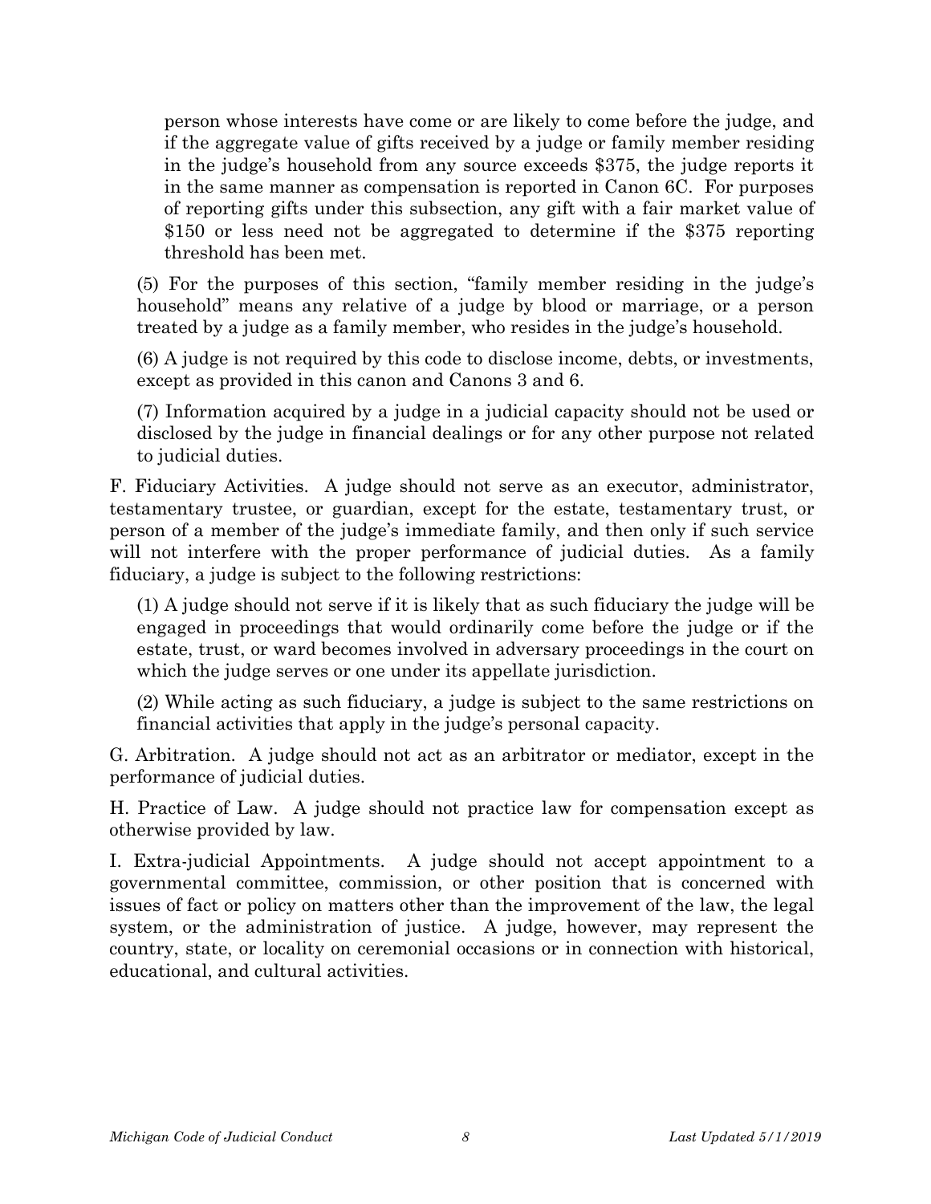person whose interests have come or are likely to come before the judge, and if the aggregate value of gifts received by a judge or family member residing in the judge's household from any source exceeds $375, the judge reports it in the same manner as compensation is reported in Canon 6C. For purposes of reporting gifts under this subsection, any gift with a fair market value of $150 or less need not be aggregated to determine if the $375 reporting threshold has been met.

(5) For the purposes of this section, "family member residing in the judge's household" means any relative of a judge by blood or marriage, or a person treated by a judge as a family member, who resides in the judge's household.

(6) A judge is not required by this code to disclose income, debts, or investments, except as provided in this canon and Canons 3 and 6.

(7) Information acquired by a judge in a judicial capacity should not be used or disclosed by the judge in financial dealings or for any other purpose not related to judicial duties.

F. Fiduciary Activities. A judge should not serve as an executor, administrator, testamentary trustee, or guardian, except for the estate, testamentary trust, or person of a member of the judge's immediate family, and then only if such service will not interfere with the proper performance of judicial duties. As a family fiduciary, a judge is subject to the following restrictions:

(1) A judge should not serve if it is likely that as such fiduciary the judge will be engaged in proceedings that would ordinarily come before the judge or if the estate, trust, or ward becomes involved in adversary proceedings in the court on which the judge serves or one under its appellate jurisdiction.

(2) While acting as such fiduciary, a judge is subject to the same restrictions on financial activities that apply in the judge's personal capacity.

G. Arbitration. A judge should not act as an arbitrator or mediator, except in the performance of judicial duties.

H. Practice of Law. A judge should not practice law for compensation except as otherwise provided by law.

I. Extra-judicial Appointments. A judge should not accept appointment to a governmental committee, commission, or other position that is concerned with issues of fact or policy on matters other than the improvement of the law, the legal system, or the administration of justice. A judge, however, may represent the country, state, or locality on ceremonial occasions or in connection with historical, educational, and cultural activities.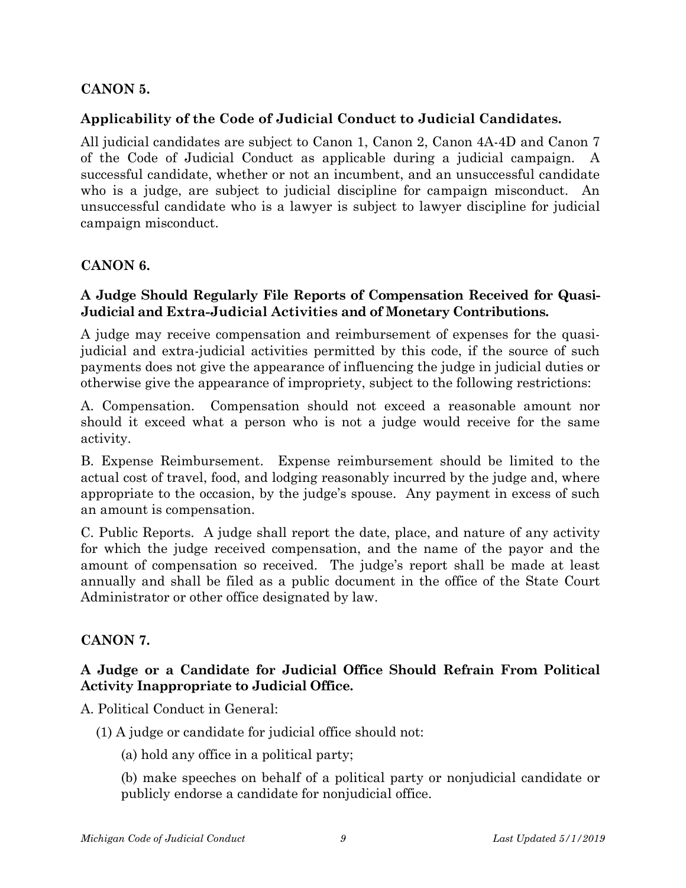## CANON 5.

### Applicability of the Code of Judicial Conduct to Judicial Candidates.

All judicial candidates are subject to Canon 1, Canon 2, Canon 4A-4D and Canon 7 of the Code of Judicial Conduct as applicable during a judicial campaign. A successful candidate, whether or not an incumbent, and an unsuccessful candidate who is a judge, are subject to judicial discipline for campaign misconduct. An unsuccessful candidate who is a lawyer is subject to lawyer discipline for judicial campaign misconduct.

## CANON 6.

### A Judge Should Regularly File Reports of Compensation Received for Quasi-Judicial and Extra-Judicial Activities and of Monetary Contributions.

A judge may receive compensation and reimbursement of expenses for the quasi-judicial and extra-judicial activities permitted by this code, if the source of such payments does not give the appearance of influencing the judge in judicial duties or otherwise give the appearance of impropriety, subject to the following restrictions:

A. Compensation. Compensation should not exceed a reasonable amount nor should it exceed what a person who is not a judge would receive for the same activity.

B. Expense Reimbursement. Expense reimbursement should be limited to the actual cost of travel, food, and lodging reasonably incurred by the judge and, where appropriate to the occasion, by the judge's spouse. Any payment in excess of such an amount is compensation.

C. Public Reports. A judge shall report the date, place, and nature of any activity for which the judge received compensation, and the name of the payor and the amount of compensation so received. The judge's report shall be made at least annually and shall be filed as a public document in the office of the State Court Administrator or other office designated by law.

## CANON 7.

### A Judge or a Candidate for Judicial Office Should Refrain From Political Activity Inappropriate to Judicial Office.

A. Political Conduct in General:

(1) A judge or candidate for judicial office should not:

(a) hold any office in a political party;

(b) make speeches on behalf of a political party or nonjudicial candidate or publicly endorse a candidate for nonjudicial office.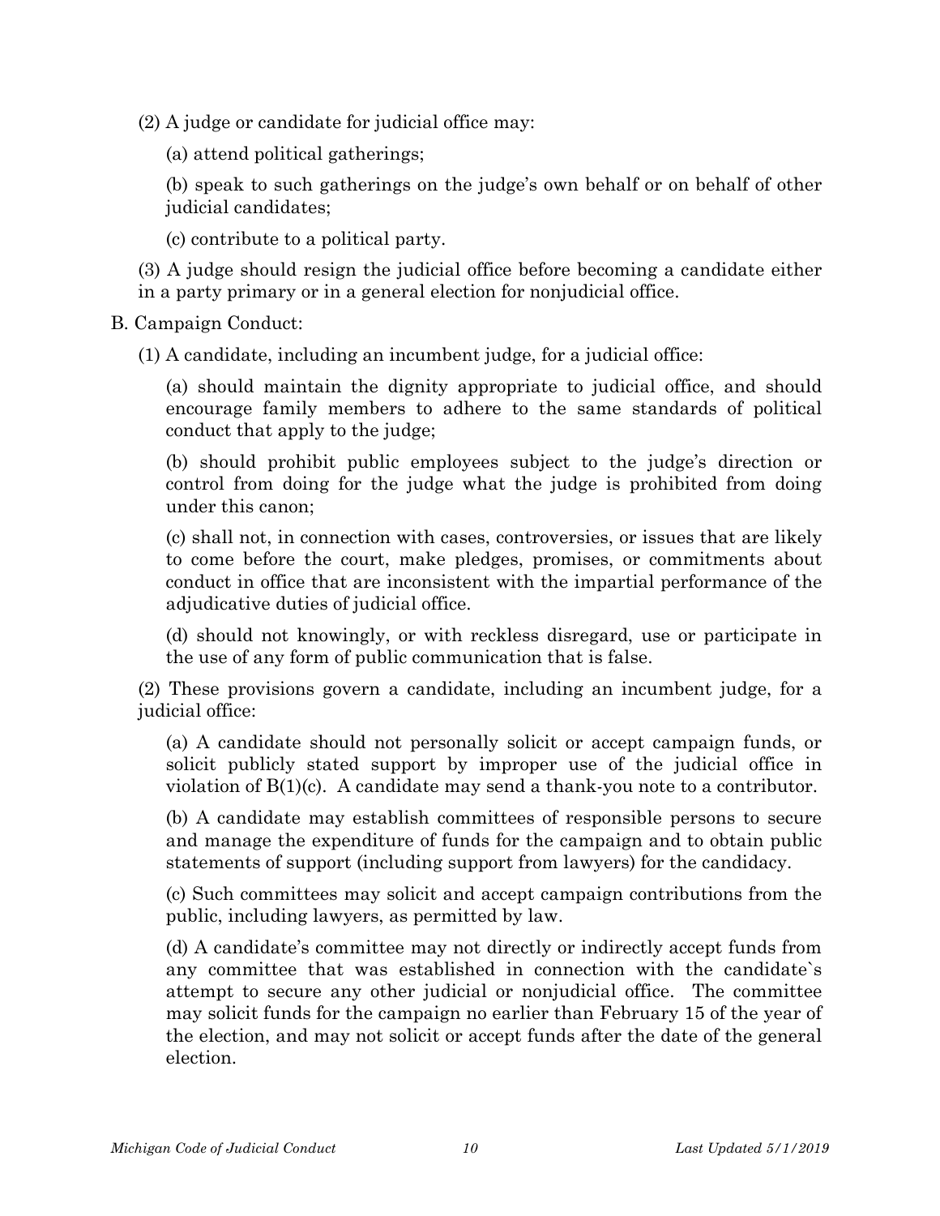(2) A judge or candidate for judicial office may:

(a) attend political gatherings;

(b) speak to such gatherings on the judge's own behalf or on behalf of other judicial candidates;

(c) contribute to a political party.

(3) A judge should resign the judicial office before becoming a candidate either in a party primary or in a general election for nonjudicial office.

B. Campaign Conduct:

(1) A candidate, including an incumbent judge, for a judicial office:

(a) should maintain the dignity appropriate to judicial office, and should encourage family members to adhere to the same standards of political conduct that apply to the judge;

(b) should prohibit public employees subject to the judge's direction or control from doing for the judge what the judge is prohibited from doing under this canon;

(c) shall not, in connection with cases, controversies, or issues that are likely to come before the court, make pledges, promises, or commitments about conduct in office that are inconsistent with the impartial performance of the adjudicative duties of judicial office.

(d) should not knowingly, or with reckless disregard, use or participate in the use of any form of public communication that is false.

(2) These provisions govern a candidate, including an incumbent judge, for a judicial office:

(a) A candidate should not personally solicit or accept campaign funds, or solicit publicly stated support by improper use of the judicial office in violation of B(1)(c). A candidate may send a thank-you note to a contributor.

(b) A candidate may establish committees of responsible persons to secure and manage the expenditure of funds for the campaign and to obtain public statements of support (including support from lawyers) for the candidacy.

(c) Such committees may solicit and accept campaign contributions from the public, including lawyers, as permitted by law.

(d) A candidate's committee may not directly or indirectly accept funds from any committee that was established in connection with the candidate`s attempt to secure any other judicial or nonjudicial office. The committee may solicit funds for the campaign no earlier than February 15 of the year of the election, and may not solicit or accept funds after the date of the general election.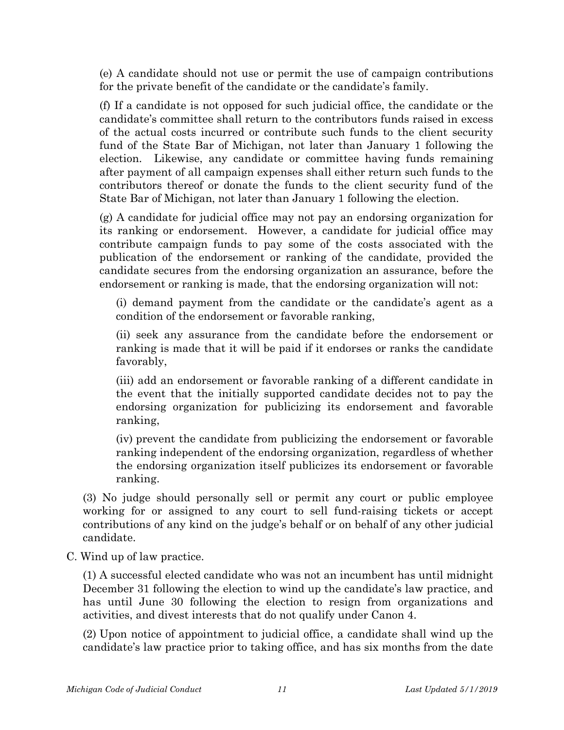(e) A candidate should not use or permit the use of campaign contributions for the private benefit of the candidate or the candidate's family.

(f) If a candidate is not opposed for such judicial office, the candidate or the candidate's committee shall return to the contributors funds raised in excess of the actual costs incurred or contribute such funds to the client security fund of the State Bar of Michigan, not later than January 1 following the election. Likewise, any candidate or committee having funds remaining after payment of all campaign expenses shall either return such funds to the contributors thereof or donate the funds to the client security fund of the State Bar of Michigan, not later than January 1 following the election.

(g) A candidate for judicial office may not pay an endorsing organization for its ranking or endorsement. However, a candidate for judicial office may contribute campaign funds to pay some of the costs associated with the publication of the endorsement or ranking of the candidate, provided the candidate secures from the endorsing organization an assurance, before the endorsement or ranking is made, that the endorsing organization will not:

(i) demand payment from the candidate or the candidate's agent as a condition of the endorsement or favorable ranking,

(ii) seek any assurance from the candidate before the endorsement or ranking is made that it will be paid if it endorses or ranks the candidate favorably,

(iii) add an endorsement or favorable ranking of a different candidate in the event that the initially supported candidate decides not to pay the endorsing organization for publicizing its endorsement and favorable ranking,

(iv) prevent the candidate from publicizing the endorsement or favorable ranking independent of the endorsing organization, regardless of whether the endorsing organization itself publicizes its endorsement or favorable ranking.

(3) No judge should personally sell or permit any court or public employee working for or assigned to any court to sell fund-raising tickets or accept contributions of any kind on the judge's behalf or on behalf of any other judicial candidate.

C. Wind up of law practice.

(1) A successful elected candidate who was not an incumbent has until midnight December 31 following the election to wind up the candidate's law practice, and has until June 30 following the election to resign from organizations and activities, and divest interests that do not qualify under Canon 4.

(2) Upon notice of appointment to judicial office, a candidate shall wind up the candidate's law practice prior to taking office, and has six months from the date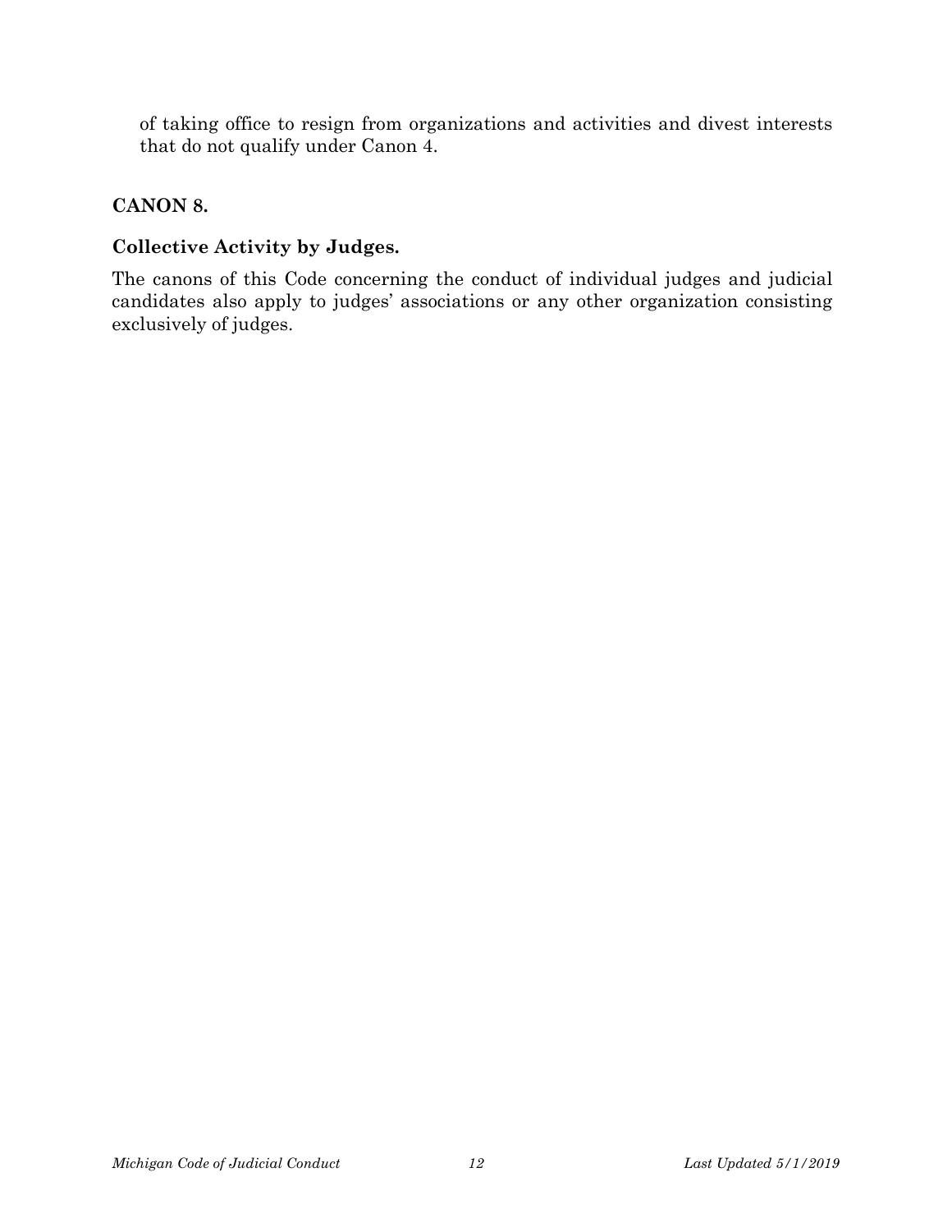of taking office to resign from organizations and activities and divest interests that do not qualify under Canon 4.

## CANON 8.

### Collective Activity by Judges.

The canons of this Code concerning the conduct of individual judges and judicial candidates also apply to judges' associations or any other organization consisting exclusively of judges.